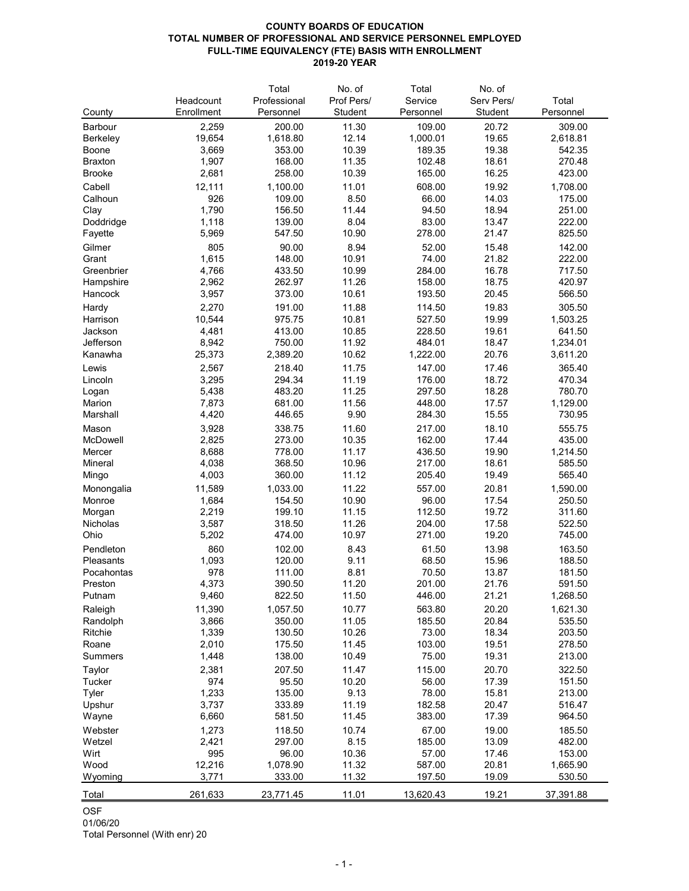# COUNTY BOARDS OF EDUCATION
## TOTAL NUMBER OF PROFESSIONAL AND SERVICE PERSONNEL EMPLOYED
## FULL-TIME EQUIVALENCY (FTE) BASIS WITH ENROLLMENT
## 2019-20 YEAR

| County | Headcount Enrollment | Total Professional Personnel | No. of Prof Pers/ Student | Total Service Personnel | No. of Serv Pers/ Student | Total Personnel |
|---|---|---|---|---|---|---|
| Barbour | 2,259 | 200.00 | 11.30 | 109.00 | 20.72 | 309.00 |
| Berkeley | 19,654 | 1,618.80 | 12.14 | 1,000.01 | 19.65 | 2,618.81 |
| Boone | 3,669 | 353.00 | 10.39 | 189.35 | 19.38 | 542.35 |
| Braxton | 1,907 | 168.00 | 11.35 | 102.48 | 18.61 | 270.48 |
| Brooke | 2,681 | 258.00 | 10.39 | 165.00 | 16.25 | 423.00 |
| Cabell | 12,111 | 1,100.00 | 11.01 | 608.00 | 19.92 | 1,708.00 |
| Calhoun | 926 | 109.00 | 8.50 | 66.00 | 14.03 | 175.00 |
| Clay | 1,790 | 156.50 | 11.44 | 94.50 | 18.94 | 251.00 |
| Doddridge | 1,118 | 139.00 | 8.04 | 83.00 | 13.47 | 222.00 |
| Fayette | 5,969 | 547.50 | 10.90 | 278.00 | 21.47 | 825.50 |
| Gilmer | 805 | 90.00 | 8.94 | 52.00 | 15.48 | 142.00 |
| Grant | 1,615 | 148.00 | 10.91 | 74.00 | 21.82 | 222.00 |
| Greenbrier | 4,766 | 433.50 | 10.99 | 284.00 | 16.78 | 717.50 |
| Hampshire | 2,962 | 262.97 | 11.26 | 158.00 | 18.75 | 420.97 |
| Hancock | 3,957 | 373.00 | 10.61 | 193.50 | 20.45 | 566.50 |
| Hardy | 2,270 | 191.00 | 11.88 | 114.50 | 19.83 | 305.50 |
| Harrison | 10,544 | 975.75 | 10.81 | 527.50 | 19.99 | 1,503.25 |
| Jackson | 4,481 | 413.00 | 10.85 | 228.50 | 19.61 | 641.50 |
| Jefferson | 8,942 | 750.00 | 11.92 | 484.01 | 18.47 | 1,234.01 |
| Kanawha | 25,373 | 2,389.20 | 10.62 | 1,222.00 | 20.76 | 3,611.20 |
| Lewis | 2,567 | 218.40 | 11.75 | 147.00 | 17.46 | 365.40 |
| Lincoln | 3,295 | 294.34 | 11.19 | 176.00 | 18.72 | 470.34 |
| Logan | 5,438 | 483.20 | 11.25 | 297.50 | 18.28 | 780.70 |
| Marion | 7,873 | 681.00 | 11.56 | 448.00 | 17.57 | 1,129.00 |
| Marshall | 4,420 | 446.65 | 9.90 | 284.30 | 15.55 | 730.95 |
| Mason | 3,928 | 338.75 | 11.60 | 217.00 | 18.10 | 555.75 |
| McDowell | 2,825 | 273.00 | 10.35 | 162.00 | 17.44 | 435.00 |
| Mercer | 8,688 | 778.00 | 11.17 | 436.50 | 19.90 | 1,214.50 |
| Mineral | 4,038 | 368.50 | 10.96 | 217.00 | 18.61 | 585.50 |
| Mingo | 4,003 | 360.00 | 11.12 | 205.40 | 19.49 | 565.40 |
| Monongalia | 11,589 | 1,033.00 | 11.22 | 557.00 | 20.81 | 1,590.00 |
| Monroe | 1,684 | 154.50 | 10.90 | 96.00 | 17.54 | 250.50 |
| Morgan | 2,219 | 199.10 | 11.15 | 112.50 | 19.72 | 311.60 |
| Nicholas | 3,587 | 318.50 | 11.26 | 204.00 | 17.58 | 522.50 |
| Ohio | 5,202 | 474.00 | 10.97 | 271.00 | 19.20 | 745.00 |
| Pendleton | 860 | 102.00 | 8.43 | 61.50 | 13.98 | 163.50 |
| Pleasants | 1,093 | 120.00 | 9.11 | 68.50 | 15.96 | 188.50 |
| Pocahontas | 978 | 111.00 | 8.81 | 70.50 | 13.87 | 181.50 |
| Preston | 4,373 | 390.50 | 11.20 | 201.00 | 21.76 | 591.50 |
| Putnam | 9,460 | 822.50 | 11.50 | 446.00 | 21.21 | 1,268.50 |
| Raleigh | 11,390 | 1,057.50 | 10.77 | 563.80 | 20.20 | 1,621.30 |
| Randolph | 3,866 | 350.00 | 11.05 | 185.50 | 20.84 | 535.50 |
| Ritchie | 1,339 | 130.50 | 10.26 | 73.00 | 18.34 | 203.50 |
| Roane | 2,010 | 175.50 | 11.45 | 103.00 | 19.51 | 278.50 |
| Summers | 1,448 | 138.00 | 10.49 | 75.00 | 19.31 | 213.00 |
| Taylor | 2,381 | 207.50 | 11.47 | 115.00 | 20.70 | 322.50 |
| Tucker | 974 | 95.50 | 10.20 | 56.00 | 17.39 | 151.50 |
| Tyler | 1,233 | 135.00 | 9.13 | 78.00 | 15.81 | 213.00 |
| Upshur | 3,737 | 333.89 | 11.19 | 182.58 | 20.47 | 516.47 |
| Wayne | 6,660 | 581.50 | 11.45 | 383.00 | 17.39 | 964.50 |
| Webster | 1,273 | 118.50 | 10.74 | 67.00 | 19.00 | 185.50 |
| Wetzel | 2,421 | 297.00 | 8.15 | 185.00 | 13.09 | 482.00 |
| Wirt | 995 | 96.00 | 10.36 | 57.00 | 17.46 | 153.00 |
| Wood | 12,216 | 1,078.90 | 11.32 | 587.00 | 20.81 | 1,665.90 |
| Wyoming | 3,771 | 333.00 | 11.32 | 197.50 | 19.09 | 530.50 |
| Total | 261,633 | 23,771.45 | 11.01 | 13,620.43 | 19.21 | 37,391.88 |

OSF
01/06/20
Total Personnel (With enr) 20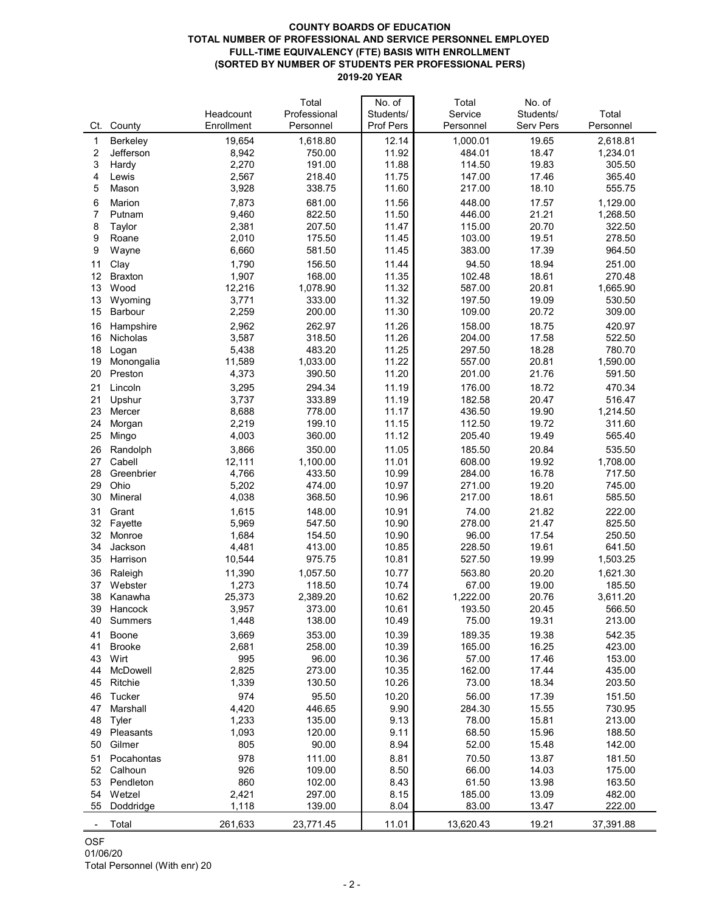**COUNTY BOARDS OF EDUCATION**
**TOTAL NUMBER OF PROFESSIONAL AND SERVICE PERSONNEL EMPLOYED**
**FULL-TIME EQUIVALENCY (FTE) BASIS WITH ENROLLMENT**
**(SORTED BY NUMBER OF STUDENTS PER PROFESSIONAL PERS)**
**2019-20 YEAR**

| Ct. | County | Headcount Enrollment | Total Professional Personnel | No. of Students/ Prof Pers | Total Service Personnel | No. of Students/ Serv Pers | Total Personnel |
|---|---|---|---|---|---|---|---|
| 1 | Berkeley | 19,654 | 1,618.80 | 12.14 | 1,000.01 | 19.65 | 2,618.81 |
| 2 | Jefferson | 8,942 | 750.00 | 11.92 | 484.01 | 18.47 | 1,234.01 |
| 3 | Hardy | 2,270 | 191.00 | 11.88 | 114.50 | 19.83 | 305.50 |
| 4 | Lewis | 2,567 | 218.40 | 11.75 | 147.00 | 17.46 | 365.40 |
| 5 | Mason | 3,928 | 338.75 | 11.60 | 217.00 | 18.10 | 555.75 |
| 6 | Marion | 7,873 | 681.00 | 11.56 | 448.00 | 17.57 | 1,129.00 |
| 7 | Putnam | 9,460 | 822.50 | 11.50 | 446.00 | 21.21 | 1,268.50 |
| 8 | Taylor | 2,381 | 207.50 | 11.47 | 115.00 | 20.70 | 322.50 |
| 9 | Roane | 2,010 | 175.50 | 11.45 | 103.00 | 19.51 | 278.50 |
| 9 | Wayne | 6,660 | 581.50 | 11.45 | 383.00 | 17.39 | 964.50 |
| 11 | Clay | 1,790 | 156.50 | 11.44 | 94.50 | 18.94 | 251.00 |
| 12 | Braxton | 1,907 | 168.00 | 11.35 | 102.48 | 18.61 | 270.48 |
| 13 | Wood | 12,216 | 1,078.90 | 11.32 | 587.00 | 20.81 | 1,665.90 |
| 13 | Wyoming | 3,771 | 333.00 | 11.32 | 197.50 | 19.09 | 530.50 |
| 15 | Barbour | 2,259 | 200.00 | 11.30 | 109.00 | 20.72 | 309.00 |
| 16 | Hampshire | 2,962 | 262.97 | 11.26 | 158.00 | 18.75 | 420.97 |
| 16 | Nicholas | 3,587 | 318.50 | 11.26 | 204.00 | 17.58 | 522.50 |
| 18 | Logan | 5,438 | 483.20 | 11.25 | 297.50 | 18.28 | 780.70 |
| 19 | Monongalia | 11,589 | 1,033.00 | 11.22 | 557.00 | 20.81 | 1,590.00 |
| 20 | Preston | 4,373 | 390.50 | 11.20 | 201.00 | 21.76 | 591.50 |
| 21 | Lincoln | 3,295 | 294.34 | 11.19 | 176.00 | 18.72 | 470.34 |
| 21 | Upshur | 3,737 | 333.89 | 11.19 | 182.58 | 20.47 | 516.47 |
| 23 | Mercer | 8,688 | 778.00 | 11.17 | 436.50 | 19.90 | 1,214.50 |
| 24 | Morgan | 2,219 | 199.10 | 11.15 | 112.50 | 19.72 | 311.60 |
| 25 | Mingo | 4,003 | 360.00 | 11.12 | 205.40 | 19.49 | 565.40 |
| 26 | Randolph | 3,866 | 350.00 | 11.05 | 185.50 | 20.84 | 535.50 |
| 27 | Cabell | 12,111 | 1,100.00 | 11.01 | 608.00 | 19.92 | 1,708.00 |
| 28 | Greenbrier | 4,766 | 433.50 | 10.99 | 284.00 | 16.78 | 717.50 |
| 29 | Ohio | 5,202 | 474.00 | 10.97 | 271.00 | 19.20 | 745.00 |
| 30 | Mineral | 4,038 | 368.50 | 10.96 | 217.00 | 18.61 | 585.50 |
| 31 | Grant | 1,615 | 148.00 | 10.91 | 74.00 | 21.82 | 222.00 |
| 32 | Fayette | 5,969 | 547.50 | 10.90 | 278.00 | 21.47 | 825.50 |
| 32 | Monroe | 1,684 | 154.50 | 10.90 | 96.00 | 17.54 | 250.50 |
| 34 | Jackson | 4,481 | 413.00 | 10.85 | 228.50 | 19.61 | 641.50 |
| 35 | Harrison | 10,544 | 975.75 | 10.81 | 527.50 | 19.99 | 1,503.25 |
| 36 | Raleigh | 11,390 | 1,057.50 | 10.77 | 563.80 | 20.20 | 1,621.30 |
| 37 | Webster | 1,273 | 118.50 | 10.74 | 67.00 | 19.00 | 185.50 |
| 38 | Kanawha | 25,373 | 2,389.20 | 10.62 | 1,222.00 | 20.76 | 3,611.20 |
| 39 | Hancock | 3,957 | 373.00 | 10.61 | 193.50 | 20.45 | 566.50 |
| 40 | Summers | 1,448 | 138.00 | 10.49 | 75.00 | 19.31 | 213.00 |
| 41 | Boone | 3,669 | 353.00 | 10.39 | 189.35 | 19.38 | 542.35 |
| 41 | Brooke | 2,681 | 258.00 | 10.39 | 165.00 | 16.25 | 423.00 |
| 43 | Wirt | 995 | 96.00 | 10.36 | 57.00 | 17.46 | 153.00 |
| 44 | McDowell | 2,825 | 273.00 | 10.35 | 162.00 | 17.44 | 435.00 |
| 45 | Ritchie | 1,339 | 130.50 | 10.26 | 73.00 | 18.34 | 203.50 |
| 46 | Tucker | 974 | 95.50 | 10.20 | 56.00 | 17.39 | 151.50 |
| 47 | Marshall | 4,420 | 446.65 | 9.90 | 284.30 | 15.55 | 730.95 |
| 48 | Tyler | 1,233 | 135.00 | 9.13 | 78.00 | 15.81 | 213.00 |
| 49 | Pleasants | 1,093 | 120.00 | 9.11 | 68.50 | 15.96 | 188.50 |
| 50 | Gilmer | 805 | 90.00 | 8.94 | 52.00 | 15.48 | 142.00 |
| 51 | Pocahontas | 978 | 111.00 | 8.81 | 70.50 | 13.87 | 181.50 |
| 52 | Calhoun | 926 | 109.00 | 8.50 | 66.00 | 14.03 | 175.00 |
| 53 | Pendleton | 860 | 102.00 | 8.43 | 61.50 | 13.98 | 163.50 |
| 54 | Wetzel | 2,421 | 297.00 | 8.15 | 185.00 | 13.09 | 482.00 |
| 55 | Doddridge | 1,118 | 139.00 | 8.04 | 83.00 | 13.47 | 222.00 |
| - | Total | 261,633 | 23,771.45 | 11.01 | 13,620.43 | 19.21 | 37,391.88 |

OSF
01/06/20
Total Personnel (With enr) 20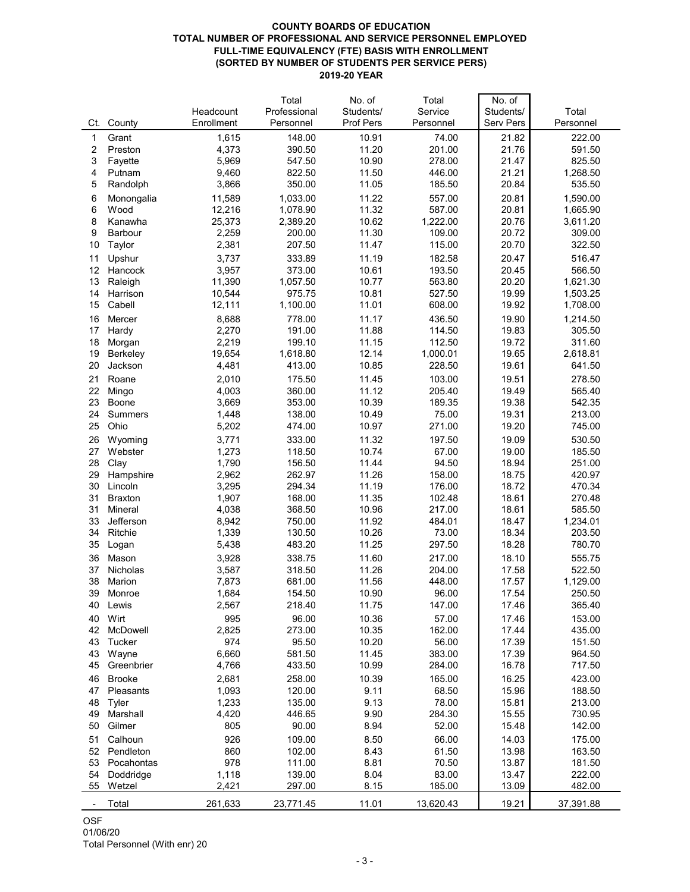**COUNTY BOARDS OF EDUCATION**
**TOTAL NUMBER OF PROFESSIONAL AND SERVICE PERSONNEL EMPLOYED**
**FULL-TIME EQUIVALENCY (FTE) BASIS WITH ENROLLMENT**
**(SORTED BY NUMBER OF STUDENTS PER SERVICE PERS)**
**2019-20 YEAR**

| Ct. | County | Headcount Enrollment | Total Professional Personnel | No. of Students/ Prof Pers | Total Service Personnel | No. of Students/ Serv Pers | Total Personnel |
|---|---|---|---|---|---|---|---|
| 1 | Grant | 1,615 | 148.00 | 10.91 | 74.00 | 21.82 | 222.00 |
| 2 | Preston | 4,373 | 390.50 | 11.20 | 201.00 | 21.76 | 591.50 |
| 3 | Fayette | 5,969 | 547.50 | 10.90 | 278.00 | 21.47 | 825.50 |
| 4 | Putnam | 9,460 | 822.50 | 11.50 | 446.00 | 21.21 | 1,268.50 |
| 5 | Randolph | 3,866 | 350.00 | 11.05 | 185.50 | 20.84 | 535.50 |
| 6 | Monongalia | 11,589 | 1,033.00 | 11.22 | 557.00 | 20.81 | 1,590.00 |
| 6 | Wood | 12,216 | 1,078.90 | 11.32 | 587.00 | 20.81 | 1,665.90 |
| 8 | Kanawha | 25,373 | 2,389.20 | 10.62 | 1,222.00 | 20.76 | 3,611.20 |
| 9 | Barbour | 2,259 | 200.00 | 11.30 | 109.00 | 20.72 | 309.00 |
| 10 | Taylor | 2,381 | 207.50 | 11.47 | 115.00 | 20.70 | 322.50 |
| 11 | Upshur | 3,737 | 333.89 | 11.19 | 182.58 | 20.47 | 516.47 |
| 12 | Hancock | 3,957 | 373.00 | 10.61 | 193.50 | 20.45 | 566.50 |
| 13 | Raleigh | 11,390 | 1,057.50 | 10.77 | 563.80 | 20.20 | 1,621.30 |
| 14 | Harrison | 10,544 | 975.75 | 10.81 | 527.50 | 19.99 | 1,503.25 |
| 15 | Cabell | 12,111 | 1,100.00 | 11.01 | 608.00 | 19.92 | 1,708.00 |
| 16 | Mercer | 8,688 | 778.00 | 11.17 | 436.50 | 19.90 | 1,214.50 |
| 17 | Hardy | 2,270 | 191.00 | 11.88 | 114.50 | 19.83 | 305.50 |
| 18 | Morgan | 2,219 | 199.10 | 11.15 | 112.50 | 19.72 | 311.60 |
| 19 | Berkeley | 19,654 | 1,618.80 | 12.14 | 1,000.01 | 19.65 | 2,618.81 |
| 20 | Jackson | 4,481 | 413.00 | 10.85 | 228.50 | 19.61 | 641.50 |
| 21 | Roane | 2,010 | 175.50 | 11.45 | 103.00 | 19.51 | 278.50 |
| 22 | Mingo | 4,003 | 360.00 | 11.12 | 205.40 | 19.49 | 565.40 |
| 23 | Boone | 3,669 | 353.00 | 10.39 | 189.35 | 19.38 | 542.35 |
| 24 | Summers | 1,448 | 138.00 | 10.49 | 75.00 | 19.31 | 213.00 |
| 25 | Ohio | 5,202 | 474.00 | 10.97 | 271.00 | 19.20 | 745.00 |
| 26 | Wyoming | 3,771 | 333.00 | 11.32 | 197.50 | 19.09 | 530.50 |
| 27 | Webster | 1,273 | 118.50 | 10.74 | 67.00 | 19.00 | 185.50 |
| 28 | Clay | 1,790 | 156.50 | 11.44 | 94.50 | 18.94 | 251.00 |
| 29 | Hampshire | 2,962 | 262.97 | 11.26 | 158.00 | 18.75 | 420.97 |
| 30 | Lincoln | 3,295 | 294.34 | 11.19 | 176.00 | 18.72 | 470.34 |
| 31 | Braxton | 1,907 | 168.00 | 11.35 | 102.48 | 18.61 | 270.48 |
| 31 | Mineral | 4,038 | 368.50 | 10.96 | 217.00 | 18.61 | 585.50 |
| 33 | Jefferson | 8,942 | 750.00 | 11.92 | 484.01 | 18.47 | 1,234.01 |
| 34 | Ritchie | 1,339 | 130.50 | 10.26 | 73.00 | 18.34 | 203.50 |
| 35 | Logan | 5,438 | 483.20 | 11.25 | 297.50 | 18.28 | 780.70 |
| 36 | Mason | 3,928 | 338.75 | 11.60 | 217.00 | 18.10 | 555.75 |
| 37 | Nicholas | 3,587 | 318.50 | 11.26 | 204.00 | 17.58 | 522.50 |
| 38 | Marion | 7,873 | 681.00 | 11.56 | 448.00 | 17.57 | 1,129.00 |
| 39 | Monroe | 1,684 | 154.50 | 10.90 | 96.00 | 17.54 | 250.50 |
| 40 | Lewis | 2,567 | 218.40 | 11.75 | 147.00 | 17.46 | 365.40 |
| 40 | Wirt | 995 | 96.00 | 10.36 | 57.00 | 17.46 | 153.00 |
| 42 | McDowell | 2,825 | 273.00 | 10.35 | 162.00 | 17.44 | 435.00 |
| 43 | Tucker | 974 | 95.50 | 10.20 | 56.00 | 17.39 | 151.50 |
| 43 | Wayne | 6,660 | 581.50 | 11.45 | 383.00 | 17.39 | 964.50 |
| 45 | Greenbrier | 4,766 | 433.50 | 10.99 | 284.00 | 16.78 | 717.50 |
| 46 | Brooke | 2,681 | 258.00 | 10.39 | 165.00 | 16.25 | 423.00 |
| 47 | Pleasants | 1,093 | 120.00 | 9.11 | 68.50 | 15.96 | 188.50 |
| 48 | Tyler | 1,233 | 135.00 | 9.13 | 78.00 | 15.81 | 213.00 |
| 49 | Marshall | 4,420 | 446.65 | 9.90 | 284.30 | 15.55 | 730.95 |
| 50 | Gilmer | 805 | 90.00 | 8.94 | 52.00 | 15.48 | 142.00 |
| 51 | Calhoun | 926 | 109.00 | 8.50 | 66.00 | 14.03 | 175.00 |
| 52 | Pendleton | 860 | 102.00 | 8.43 | 61.50 | 13.98 | 163.50 |
| 53 | Pocahontas | 978 | 111.00 | 8.81 | 70.50 | 13.87 | 181.50 |
| 54 | Doddridge | 1,118 | 139.00 | 8.04 | 83.00 | 13.47 | 222.00 |
| 55 | Wetzel | 2,421 | 297.00 | 8.15 | 185.00 | 13.09 | 482.00 |
| - | Total | 261,633 | 23,771.45 | 11.01 | 13,620.43 | 19.21 | 37,391.88 |

OSF
01/06/20
Total Personnel (With enr) 20